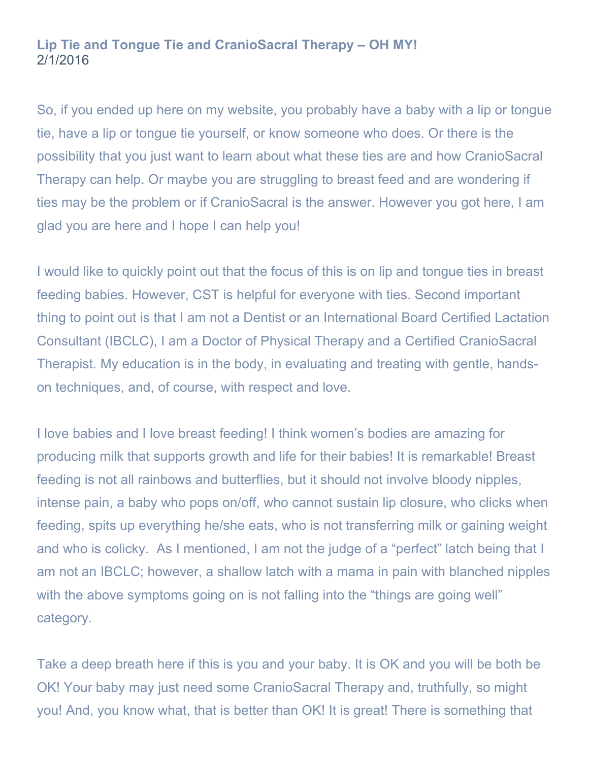# Lip Tie and Tongue Tie and CranioSacral Therapy – OH MY!

2/1/2016

So, if you ended up here on my website, you probably have a baby with a lip or tongue tie, have a lip or tongue tie yourself, or know someone who does. Or there is the possibility that you just want to learn about what these ties are and how CranioSacral Therapy can help. Or maybe you are struggling to breast feed and are wondering if ties may be the problem or if CranioSacral is the answer. However you got here, I am glad you are here and I hope I can help you!

I would like to quickly point out that the focus of this is on lip and tongue ties in breast feeding babies. However, CST is helpful for everyone with ties. Second important thing to point out is that I am not a Dentist or an International Board Certified Lactation Consultant (IBCLC), I am a Doctor of Physical Therapy and a Certified CranioSacral Therapist. My education is in the body, in evaluating and treating with gentle, hands-on techniques, and, of course, with respect and love.

I love babies and I love breast feeding! I think women's bodies are amazing for producing milk that supports growth and life for their babies! It is remarkable! Breast feeding is not all rainbows and butterflies, but it should not involve bloody nipples, intense pain, a baby who pops on/off, who cannot sustain lip closure, who clicks when feeding, spits up everything he/she eats, who is not transferring milk or gaining weight and who is colicky. As I mentioned, I am not the judge of a "perfect" latch being that I am not an IBCLC; however, a shallow latch with a mama in pain with blanched nipples with the above symptoms going on is not falling into the "things are going well" category.

Take a deep breath here if this is you and your baby. It is OK and you will be both be OK! Your baby may just need some CranioSacral Therapy and, truthfully, so might you! And, you know what, that is better than OK! It is great! There is something that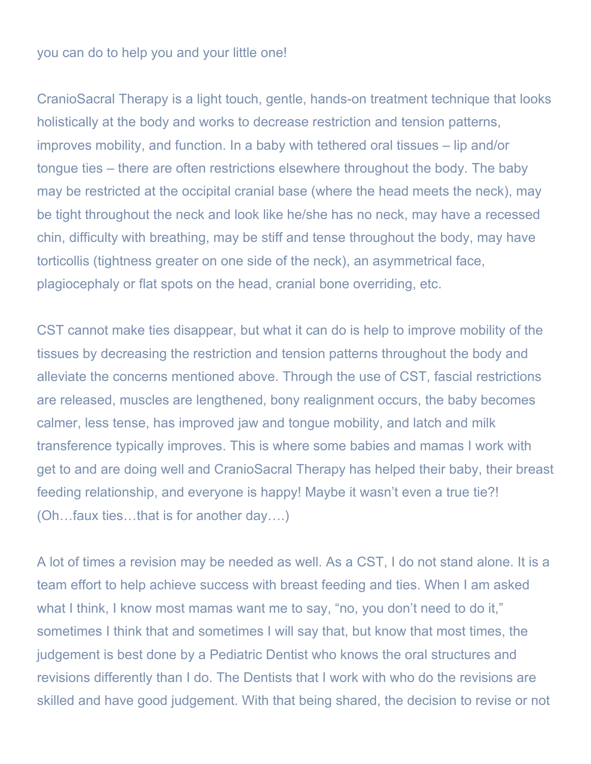you can do to help you and your little one!

CranioSacral Therapy is a light touch, gentle, hands-on treatment technique that looks holistically at the body and works to decrease restriction and tension patterns, improves mobility, and function. In a baby with tethered oral tissues – lip and/or tongue ties – there are often restrictions elsewhere throughout the body. The baby may be restricted at the occipital cranial base (where the head meets the neck), may be tight throughout the neck and look like he/she has no neck, may have a recessed chin, difficulty with breathing, may be stiff and tense throughout the body, may have torticollis (tightness greater on one side of the neck), an asymmetrical face, plagiocephaly or flat spots on the head, cranial bone overriding, etc.

CST cannot make ties disappear, but what it can do is help to improve mobility of the tissues by decreasing the restriction and tension patterns throughout the body and alleviate the concerns mentioned above. Through the use of CST, fascial restrictions are released, muscles are lengthened, bony realignment occurs, the baby becomes calmer, less tense, has improved jaw and tongue mobility, and latch and milk transference typically improves. This is where some babies and mamas I work with get to and are doing well and CranioSacral Therapy has helped their baby, their breast feeding relationship, and everyone is happy! Maybe it wasn't even a true tie?! (Oh…faux ties…that is for another day….)

A lot of times a revision may be needed as well. As a CST, I do not stand alone. It is a team effort to help achieve success with breast feeding and ties. When I am asked what I think, I know most mamas want me to say, "no, you don't need to do it," sometimes I think that and sometimes I will say that, but know that most times, the judgement is best done by a Pediatric Dentist who knows the oral structures and revisions differently than I do. The Dentists that I work with who do the revisions are skilled and have good judgement. With that being shared, the decision to revise or not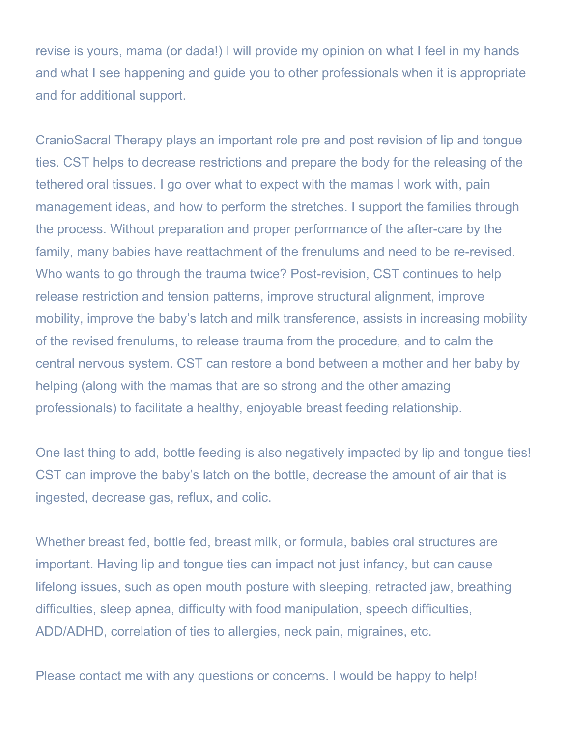revise is yours, mama (or dada!) I will provide my opinion on what I feel in my hands and what I see happening and guide you to other professionals when it is appropriate and for additional support.

CranioSacral Therapy plays an important role pre and post revision of lip and tongue ties. CST helps to decrease restrictions and prepare the body for the releasing of the tethered oral tissues. I go over what to expect with the mamas I work with, pain management ideas, and how to perform the stretches. I support the families through the process. Without preparation and proper performance of the after-care by the family, many babies have reattachment of the frenulums and need to be re-revised. Who wants to go through the trauma twice? Post-revision, CST continues to help release restriction and tension patterns, improve structural alignment, improve mobility, improve the baby's latch and milk transference, assists in increasing mobility of the revised frenulums, to release trauma from the procedure, and to calm the central nervous system. CST can restore a bond between a mother and her baby by helping (along with the mamas that are so strong and the other amazing professionals) to facilitate a healthy, enjoyable breast feeding relationship.

One last thing to add, bottle feeding is also negatively impacted by lip and tongue ties! CST can improve the baby's latch on the bottle, decrease the amount of air that is ingested, decrease gas, reflux, and colic.

Whether breast fed, bottle fed, breast milk, or formula, babies oral structures are important. Having lip and tongue ties can impact not just infancy, but can cause lifelong issues, such as open mouth posture with sleeping, retracted jaw, breathing difficulties, sleep apnea, difficulty with food manipulation, speech difficulties, ADD/ADHD, correlation of ties to allergies, neck pain, migraines, etc.

Please contact me with any questions or concerns. I would be happy to help!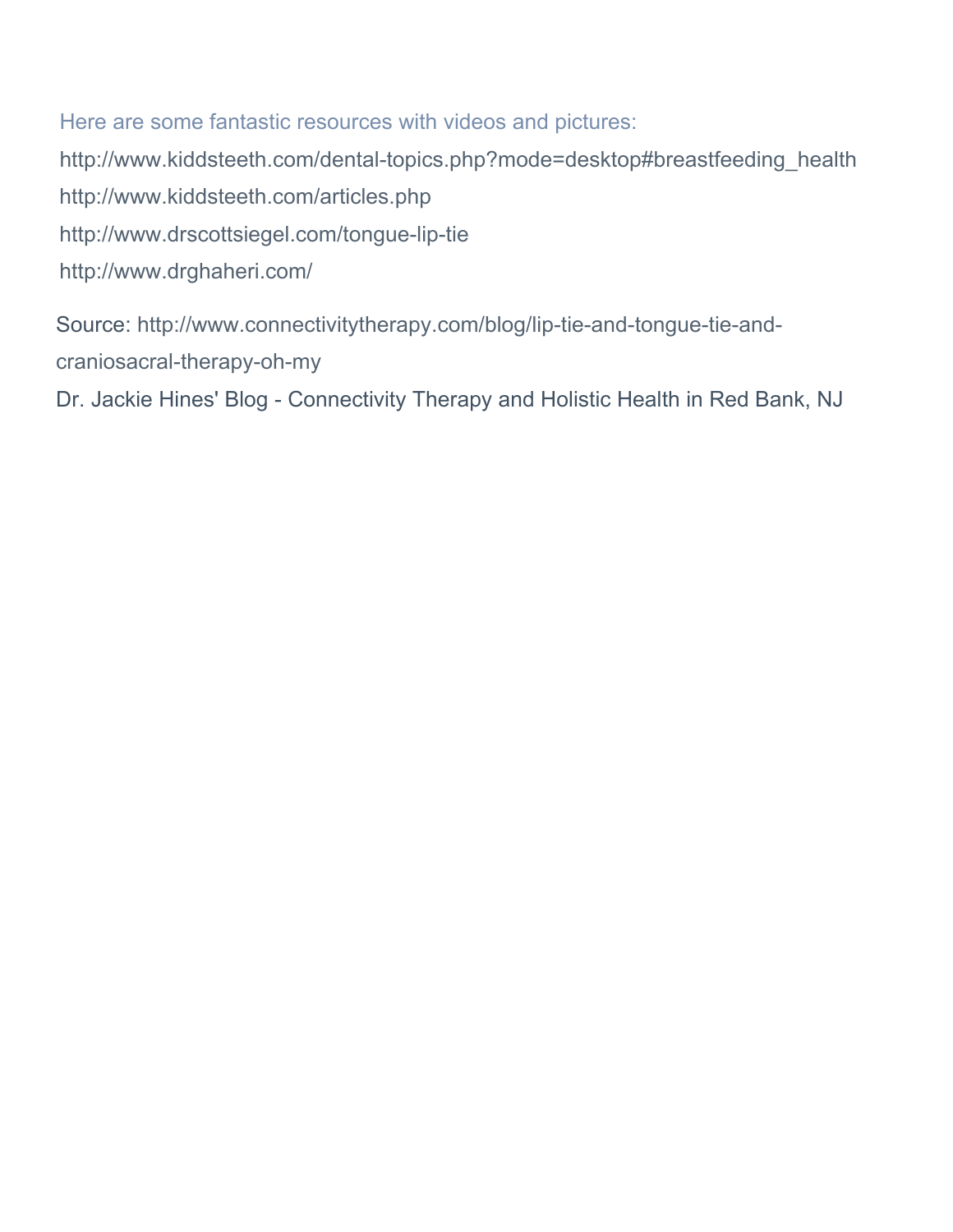Here are some fantastic resources with videos and pictures:

http://www.kiddsteeth.com/dental-topics.php?mode=desktop#breastfeeding_health

http://www.kiddsteeth.com/articles.php

http://www.drscottsiegel.com/tongue-lip-tie

http://www.drghaheri.com/

Source: http://www.connectivitytherapy.com/blog/lip-tie-and-tongue-tie-and-craniosacral-therapy-oh-my

Dr. Jackie Hines' Blog - Connectivity Therapy and Holistic Health in Red Bank, NJ